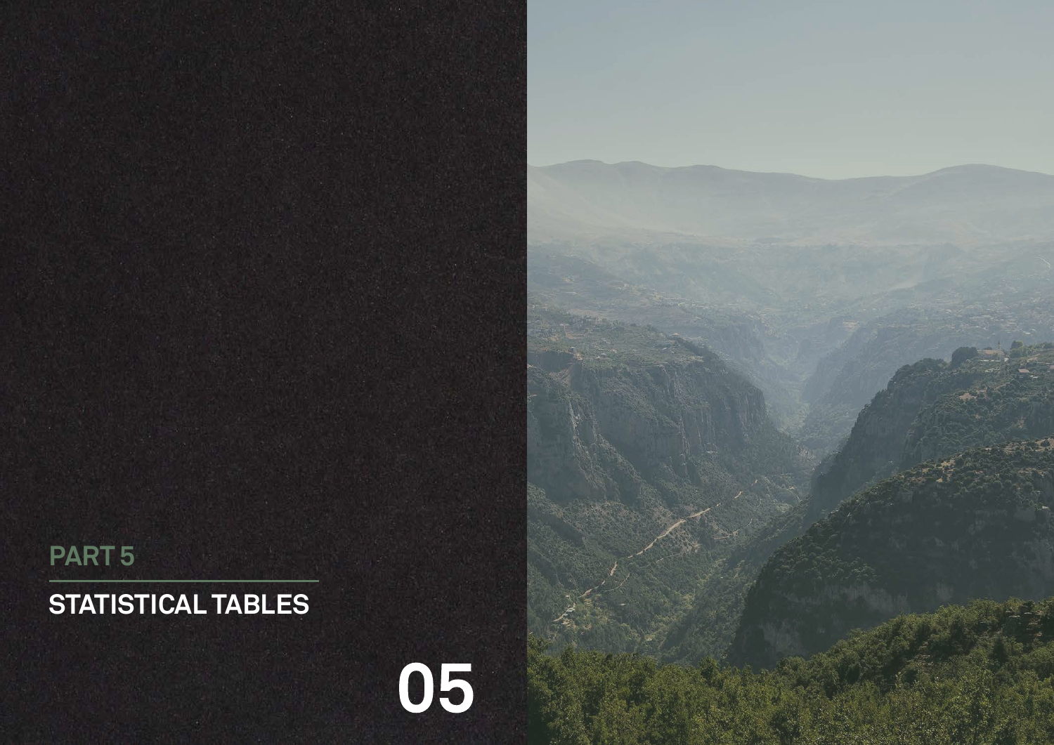PART 5

# STATISTICAL TABLES

05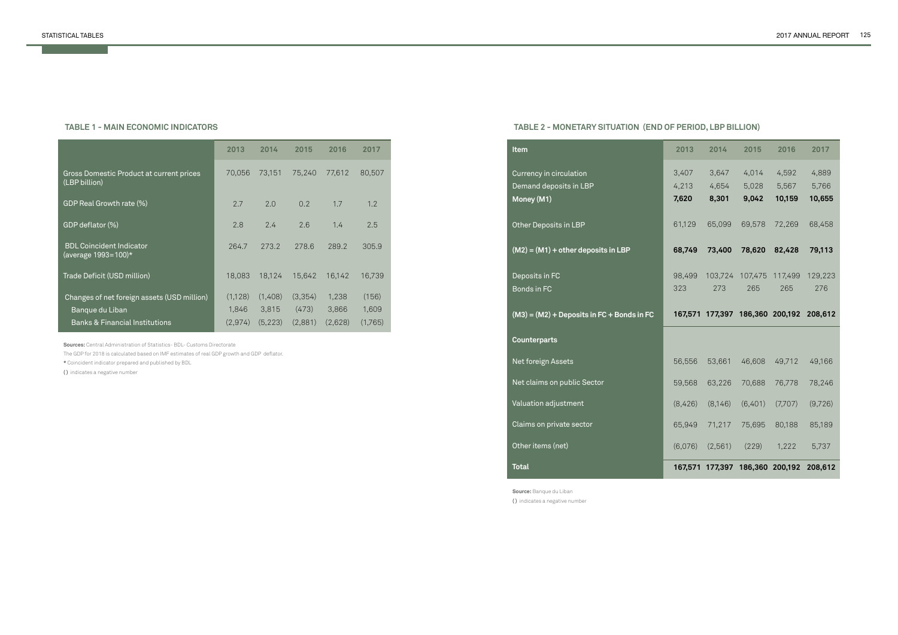### TABLE 1 - MAIN ECONOMIC INDICATORS

| | 2013 | 2014 | 2015 | 2016 | 2017 |
|---|---|---|---|---|---|
| Gross Domestic Product at current prices (LBP billion) | 70,056 | 73,151 | 75,240 | 77,612 | 80,507 |
| GDP Real Growth rate (%) | 2.7 | 2.0 | 0.2 | 1.7 | 1.2 |
| GDP deflator (%) | 2.8 | 2.4 | 2.6 | 1.4 | 2.5 |
| BDL Coincident Indicator (average 1993=100)* | 264.7 | 273.2 | 278.6 | 289.2 | 305.9 |
| Trade Deficit (USD million) | 18,083 | 18,124 | 15,642 | 16,142 | 16,739 |
| Changes of net foreign assets (USD million) | (1,128) | (1,408) | (3,354) | 1,238 | (156) |
| Banque du Liban | 1,846 | 3,815 | (473) | 3,866 | 1,609 |
| Banks & Financial Institutions | (2,974) | (5,223) | (2,881) | (2,628) | (1,765) |

**Sources:** Central Administration of Statistics- BDL- Customs Directorate

The GDP for 2018 is calculated based on IMF estimates of real GDP growth and GDP deflator.

* Coincident indicator prepared and published by BDL

( ) indicates a negative number

### TABLE 2 - MONETARY SITUATION (END OF PERIOD, LBP BILLION)

| Item | 2013 | 2014 | 2015 | 2016 | 2017 |
|---|---|---|---|---|---|
| Currency in circulation | 3,407 | 3,647 | 4,014 | 4,592 | 4,889 |
| Demand deposits in LBP | 4,213 | 4,654 | 5,028 | 5,567 | 5,766 |
| **Money (M1)** | **7,620** | **8,301** | **9,042** | **10,159** | **10,655** |
| Other Deposits in LBP | 61,129 | 65,099 | 69,578 | 72,269 | 68,458 |
| **(M2) = (M1) + other deposits in LBP** | **68,749** | **73,400** | **78,620** | **82,428** | **79,113** |
| Deposits in FC | 98,499 | 103,724 | 107,475 | 117,499 | 129,223 |
| Bonds in FC | 323 | 273 | 265 | 265 | 276 |
| **(M3) = (M2) + Deposits in FC + Bonds in FC** | **167,571** | **177,397** | **186,360** | **200,192** | **208,612** |
| **Counterparts** | | | | | |
| Net foreign Assets | 56,556 | 53,661 | 46,608 | 49,712 | 49,166 |
| Net claims on public Sector | 59,568 | 63,226 | 70,688 | 76,778 | 78,246 |
| Valuation adjustment | (8,426) | (8,146) | (6,401) | (7,707) | (9,726) |
| Claims on private sector | 65,949 | 71,217 | 75,695 | 80,188 | 85,189 |
| Other items (net) | (6,076) | (2,561) | (229) | 1,222 | 5,737 |
| **Total** | **167,571** | **177,397** | **186,360** | **200,192** | **208,612** |

**Source:** Banque du Liban

( ) indicates a negative number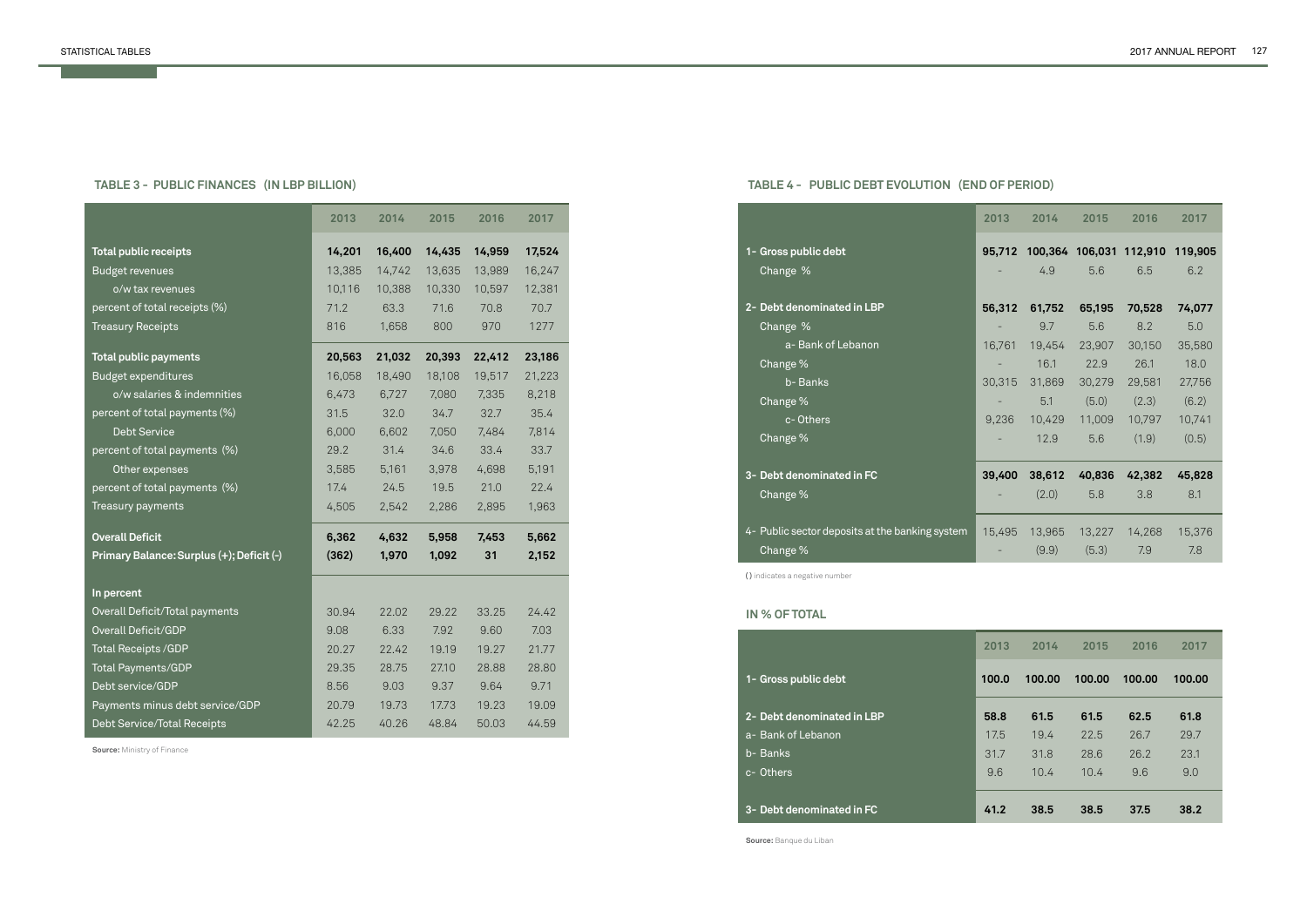### TABLE 3 - PUBLIC FINANCES (IN LBP BILLION)

| | 2013 | 2014 | 2015 | 2016 | 2017 |
|---|---|---|---|---|---|
| **Total public receipts** | **14,201** | **16,400** | **14,435** | **14,959** | **17,524** |
| Budget revenues | 13,385 | 14,742 | 13,635 | 13,989 | 16,247 |
| o/w tax revenues | 10,116 | 10,388 | 10,330 | 10,597 | 12,381 |
| percent of total receipts (%) | 71.2 | 63.3 | 71.6 | 70.8 | 70.7 |
| Treasury Receipts | 816 | 1,658 | 800 | 970 | 1277 |
| **Total public payments** | **20,563** | **21,032** | **20,393** | **22,412** | **23,186** |
| Budget expenditures | 16,058 | 18,490 | 18,108 | 19,517 | 21,223 |
| o/w salaries & indemnities | 6,473 | 6,727 | 7,080 | 7,335 | 8,218 |
| percent of total payments (%) | 31.5 | 32.0 | 34.7 | 32.7 | 35.4 |
| Debt Service | 6,000 | 6,602 | 7,050 | 7,484 | 7,814 |
| percent of total payments (%) | 29.2 | 31.4 | 34.6 | 33.4 | 33.7 |
| Other expenses | 3,585 | 5,161 | 3,978 | 4,698 | 5,191 |
| percent of total payments (%) | 17.4 | 24.5 | 19.5 | 21.0 | 22.4 |
| Treasury payments | 4,505 | 2,542 | 2,286 | 2,895 | 1,963 |
| **Overall Deficit** | **6,362** | **4,632** | **5,958** | **7,453** | **5,662** |
| **Primary Balance: Surplus (+); Deficit (-)** | **(362)** | **1,970** | **1,092** | **31** | **2,152** |
| **In percent** | | | | | |
| Overall Deficit/Total payments | 30.94 | 22.02 | 29.22 | 33.25 | 24.42 |
| Overall Deficit/GDP | 9.08 | 6.33 | 7.92 | 9.60 | 7.03 |
| Total Receipts /GDP | 20.27 | 22.42 | 19.19 | 19.27 | 21.77 |
| Total Payments/GDP | 29.35 | 28.75 | 27.10 | 28.88 | 28.80 |
| Debt service/GDP | 8.56 | 9.03 | 9.37 | 9.64 | 9.71 |
| Payments minus debt service/GDP | 20.79 | 19.73 | 17.73 | 19.23 | 19.09 |
| Debt Service/Total Receipts | 42.25 | 40.26 | 48.84 | 50.03 | 44.59 |

**Source:** Ministry of Finance

### TABLE 4 - PUBLIC DEBT EVOLUTION (END OF PERIOD)

| | 2013 | 2014 | 2015 | 2016 | 2017 |
|---|---|---|---|---|---|
| **1- Gross public debt** | **95,712** | **100,364** | **106,031** | **112,910** | **119,905** |
| Change % | - | 4.9 | 5.6 | 6.5 | 6.2 |
| **2- Debt denominated in LBP** | **56,312** | **61,752** | **65,195** | **70,528** | **74,077** |
| Change % | - | 9.7 | 5.6 | 8.2 | 5.0 |
| a- Bank of Lebanon | 16,761 | 19,454 | 23,907 | 30,150 | 35,580 |
| Change % | - | 16.1 | 22.9 | 26.1 | 18.0 |
| b- Banks | 30,315 | 31,869 | 30,279 | 29,581 | 27,756 |
| Change % | - | 5.1 | (5.0) | (2.3) | (6.2) |
| c- Others | 9,236 | 10,429 | 11,009 | 10,797 | 10,741 |
| Change % | - | 12.9 | 5.6 | (1.9) | (0.5) |
| **3- Debt denominated in FC** | **39,400** | **38,612** | **40,836** | **42,382** | **45,828** |
| Change % | - | (2.0) | 5.8 | 3.8 | 8.1 |
| 4- Public sector deposits at the banking system | 15,495 | 13,965 | 13,227 | 14,268 | 15,376 |
| Change % | - | (9.9) | (5.3) | 7.9 | 7.8 |

( ) indicates a negative number

### IN % OF TOTAL

| | 2013 | 2014 | 2015 | 2016 | 2017 |
|---|---|---|---|---|---|
| **1- Gross public debt** | **100.0** | **100.00** | **100.00** | **100.00** | **100.00** |
| **2- Debt denominated in LBP** | **58.8** | **61.5** | **61.5** | **62.5** | **61.8** |
| a- Bank of Lebanon | 17.5 | 19.4 | 22.5 | 26.7 | 29.7 |
| b- Banks | 31.7 | 31.8 | 28.6 | 26.2 | 23.1 |
| c- Others | 9.6 | 10.4 | 10.4 | 9.6 | 9.0 |
| **3- Debt denominated in FC** | **41.2** | **38.5** | **38.5** | **37.5** | **38.2** |

**Source:** Banque du Liban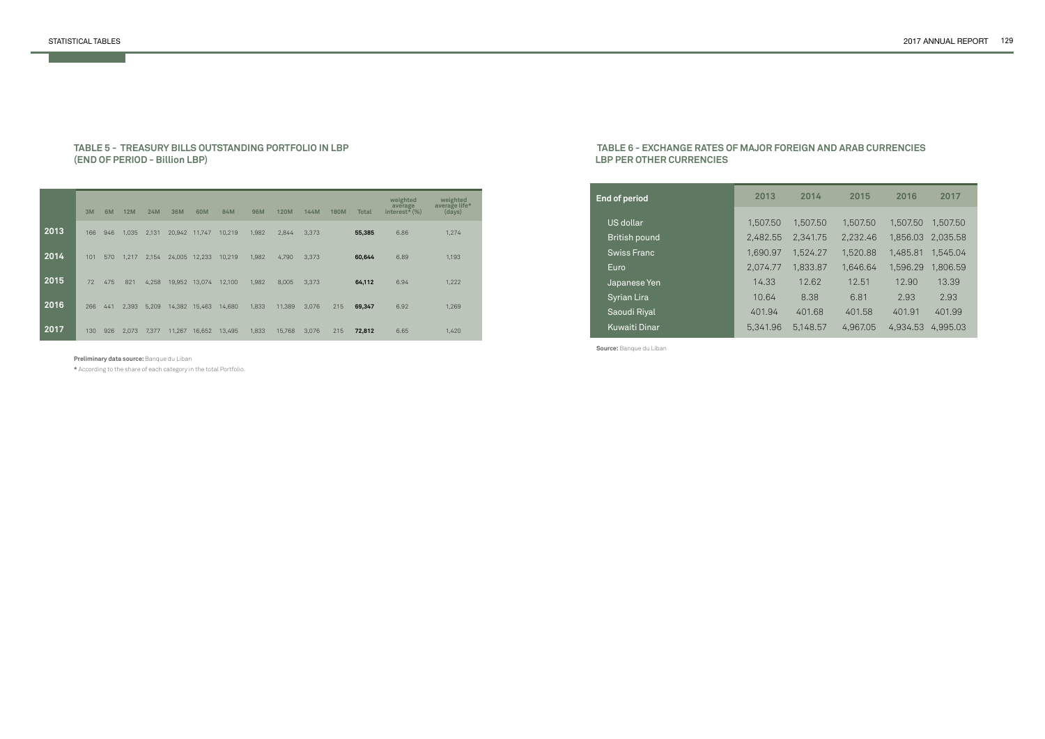### TABLE 5 - TREASURY BILLS OUTSTANDING PORTFOLIO IN LBP (END OF PERIOD - Billion LBP)

| | 3M | 6M | 12M | 24M | 36M | 60M | 84M | 96M | 120M | 144M | 180M | Total | weighted average interest* (%) | weighted average life* (days) |
|---|---|---|---|---|---|---|---|---|---|---|---|---|---|---|
| **2013** | 166 | 946 | 1,035 | 2,131 | 20,942 | 11,747 | 10,219 | 1,982 | 2,844 | 3,373 | | **55,385** | 6.86 | 1,274 |
| **2014** | 101 | 570 | 1,217 | 2,154 | 24,005 | 12,233 | 10,219 | 1,982 | 4,790 | 3,373 | | **60,644** | 6.89 | 1,193 |
| **2015** | 72 | 475 | 821 | 4,258 | 19,952 | 13,074 | 12,100 | 1,982 | 8,005 | 3,373 | | **64,112** | 6.94 | 1,222 |
| **2016** | 266 | 441 | 2,393 | 5,209 | 14,382 | 15,463 | 14,680 | 1,833 | 11,389 | 3,076 | 215 | **69,347** | 6.92 | 1,269 |
| **2017** | 130 | 926 | 2,073 | 7,377 | 11,267 | 16,652 | 13,495 | 1,833 | 15,768 | 3,076 | 215 | **72,812** | 6.65 | 1,420 |

**Preliminary data source:** Banque du Liban

* According to the share of each category in the total Portfolio.

### TABLE 6 - EXCHANGE RATES OF MAJOR FOREIGN AND ARAB CURRENCIES LBP PER OTHER CURRENCIES

| End of period | 2013 | 2014 | 2015 | 2016 | 2017 |
|---|---|---|---|---|---|
| US dollar | 1,507.50 | 1,507.50 | 1,507.50 | 1,507.50 | 1,507.50 |
| British pound | 2,482.55 | 2,341.75 | 2,232.46 | 1,856.03 | 2,035.58 |
| Swiss Franc | 1,690.97 | 1,524.27 | 1,520.88 | 1,485.81 | 1,545.04 |
| Euro | 2,074.77 | 1,833.87 | 1,646.64 | 1,596.29 | 1,806.59 |
| Japanese Yen | 14.33 | 12.62 | 12.51 | 12.90 | 13.39 |
| Syrian Lira | 10.64 | 8.38 | 6.81 | 2.93 | 2.93 |
| Saoudi Riyal | 401.94 | 401.68 | 401.58 | 401.91 | 401.99 |
| Kuwaiti Dinar | 5,341.96 | 5,148.57 | 4,967.05 | 4,934.53 | 4,995.03 |

**Source:** Banque du Liban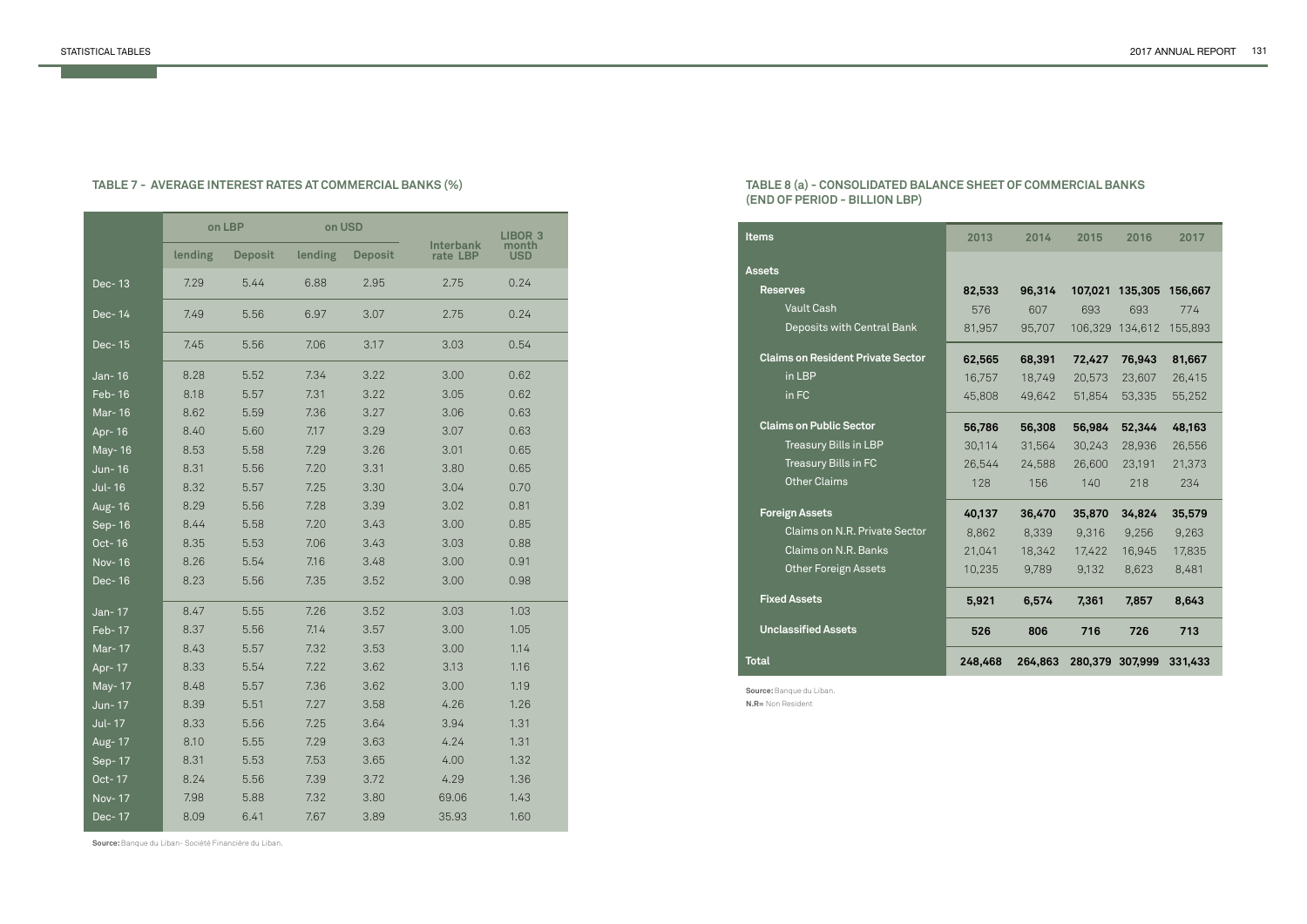## TABLE 7 - AVERAGE INTEREST RATES AT COMMERCIAL BANKS (%)

| | on LBP | | on USD | | Interbank rate LBP | LIBOR 3 month USD |
|---|---|---|---|---|---|---|
| | lending | Deposit | lending | Deposit | | |
| Dec- 13 | 7.29 | 5.44 | 6.88 | 2.95 | 2.75 | 0.24 |
| Dec- 14 | 7.49 | 5.56 | 6.97 | 3.07 | 2.75 | 0.24 |
| Dec- 15 | 7.45 | 5.56 | 7.06 | 3.17 | 3.03 | 0.54 |
| Jan- 16 | 8.28 | 5.52 | 7.34 | 3.22 | 3.00 | 0.62 |
| Feb- 16 | 8.18 | 5.57 | 7.31 | 3.22 | 3.05 | 0.62 |
| Mar- 16 | 8.62 | 5.59 | 7.36 | 3.27 | 3.06 | 0.63 |
| Apr- 16 | 8.40 | 5.60 | 7.17 | 3.29 | 3.07 | 0.63 |
| May- 16 | 8.53 | 5.58 | 7.29 | 3.26 | 3.01 | 0.65 |
| Jun- 16 | 8.31 | 5.56 | 7.20 | 3.31 | 3.80 | 0.65 |
| Jul- 16 | 8.32 | 5.57 | 7.25 | 3.30 | 3.04 | 0.70 |
| Aug- 16 | 8.29 | 5.56 | 7.28 | 3.39 | 3.02 | 0.81 |
| Sep- 16 | 8.44 | 5.58 | 7.20 | 3.43 | 3.00 | 0.85 |
| Oct- 16 | 8.35 | 5.53 | 7.06 | 3.43 | 3.03 | 0.88 |
| Nov- 16 | 8.26 | 5.54 | 7.16 | 3.48 | 3.00 | 0.91 |
| Dec- 16 | 8.23 | 5.56 | 7.35 | 3.52 | 3.00 | 0.98 |
| Jan- 17 | 8.47 | 5.55 | 7.26 | 3.52 | 3.03 | 1.03 |
| Feb- 17 | 8.37 | 5.56 | 7.14 | 3.57 | 3.00 | 1.05 |
| Mar- 17 | 8.43 | 5.57 | 7.32 | 3.53 | 3.00 | 1.14 |
| Apr- 17 | 8.33 | 5.54 | 7.22 | 3.62 | 3.13 | 1.16 |
| May- 17 | 8.48 | 5.57 | 7.36 | 3.62 | 3.00 | 1.19 |
| Jun- 17 | 8.39 | 5.51 | 7.27 | 3.58 | 4.26 | 1.26 |
| Jul- 17 | 8.33 | 5.56 | 7.25 | 3.64 | 3.94 | 1.31 |
| Aug- 17 | 8.10 | 5.55 | 7.29 | 3.63 | 4.24 | 1.31 |
| Sep- 17 | 8.31 | 5.53 | 7.53 | 3.65 | 4.00 | 1.32 |
| Oct- 17 | 8.24 | 5.56 | 7.39 | 3.72 | 4.29 | 1.36 |
| Nov- 17 | 7.98 | 5.88 | 7.32 | 3.80 | 69.06 | 1.43 |
| Dec- 17 | 8.09 | 6.41 | 7.67 | 3.89 | 35.93 | 1.60 |

**Source:** Banque du Liban- Société Financière du Liban.

## TABLE 8 (a) - CONSOLIDATED BALANCE SHEET OF COMMERCIAL BANKS (END OF PERIOD - BILLION LBP)

| Items | 2013 | 2014 | 2015 | 2016 | 2017 |
|---|---|---|---|---|---|
| **Assets** | | | | | |
| **Reserves** | **82,533** | **96,314** | **107,021** | **135,305** | **156,667** |
| Vault Cash | 576 | 607 | 693 | 693 | 774 |
| Deposits with Central Bank | 81,957 | 95,707 | 106,329 | 134,612 | 155,893 |
| **Claims on Resident Private Sector** | **62,565** | **68,391** | **72,427** | **76,943** | **81,667** |
| in LBP | 16,757 | 18,749 | 20,573 | 23,607 | 26,415 |
| in FC | 45,808 | 49,642 | 51,854 | 53,335 | 55,252 |
| **Claims on Public Sector** | **56,786** | **56,308** | **56,984** | **52,344** | **48,163** |
| Treasury Bills in LBP | 30,114 | 31,564 | 30,243 | 28,936 | 26,556 |
| Treasury Bills in FC | 26,544 | 24,588 | 26,600 | 23,191 | 21,373 |
| Other Claims | 128 | 156 | 140 | 218 | 234 |
| **Foreign Assets** | **40,137** | **36,470** | **35,870** | **34,824** | **35,579** |
| Claims on N.R. Private Sector | 8,862 | 8,339 | 9,316 | 9,256 | 9,263 |
| Claims on N.R. Banks | 21,041 | 18,342 | 17,422 | 16,945 | 17,835 |
| Other Foreign Assets | 10,235 | 9,789 | 9,132 | 8,623 | 8,481 |
| **Fixed Assets** | **5,921** | **6,574** | **7,361** | **7,857** | **8,643** |
| **Unclassified Assets** | **526** | **806** | **716** | **726** | **713** |
| **Total** | **248,468** | **264,863** | **280,379** | **307,999** | **331,433** |

**Source:** Banque du Liban.

**N.R=** Non Resident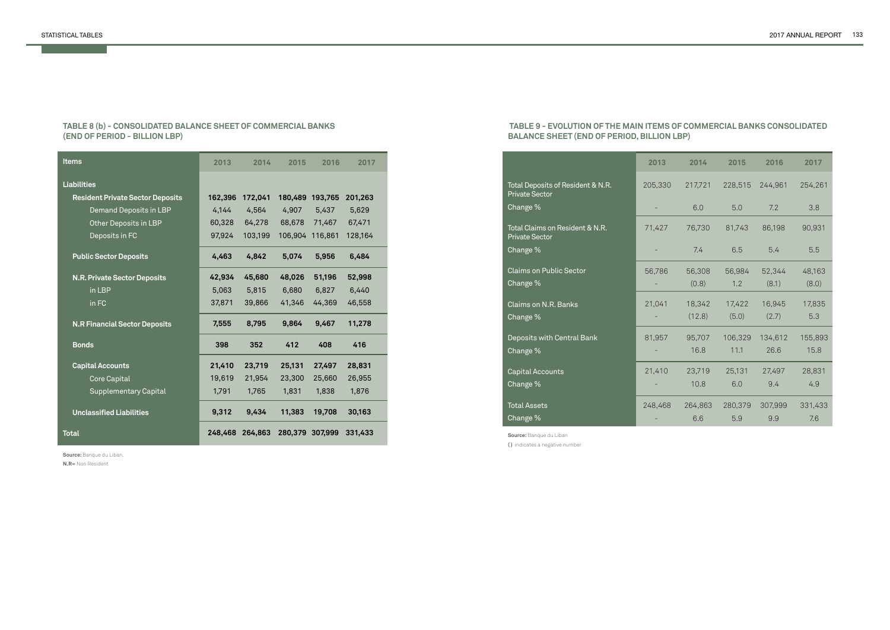### TABLE 8 (b) - CONSOLIDATED BALANCE SHEET OF COMMERCIAL BANKS (END OF PERIOD - BILLION LBP)

| Items | 2013 | 2014 | 2015 | 2016 | 2017 |
|---|---|---|---|---|---|
| **Liabilities** | | | | | |
| **Resident Private Sector Deposits** | **162,396** | **172,041** | **180,489** | **193,765** | **201,263** |
| Demand Deposits in LBP | 4,144 | 4,564 | 4,907 | 5,437 | 5,629 |
| Other Deposits in LBP | 60,328 | 64,278 | 68,678 | 71,467 | 67,471 |
| Deposits in FC | 97,924 | 103,199 | 106,904 | 116,861 | 128,164 |
| **Public Sector Deposits** | **4,463** | **4,842** | **5,074** | **5,956** | **6,484** |
| **N.R. Private Sector Deposits** | **42,934** | **45,680** | **48,026** | **51,196** | **52,998** |
| in LBP | 5,063 | 5,815 | 6,680 | 6,827 | 6,440 |
| in FC | 37,871 | 39,866 | 41,346 | 44,369 | 46,558 |
| **N.R Financial Sector Deposits** | **7,555** | **8,795** | **9,864** | **9,467** | **11,278** |
| **Bonds** | **398** | **352** | **412** | **408** | **416** |
| **Capital Accounts** | **21,410** | **23,719** | **25,131** | **27,497** | **28,831** |
| Core Capital | 19,619 | 21,954 | 23,300 | 25,660 | 26,955 |
| Supplementary Capital | 1,791 | 1,765 | 1,831 | 1,838 | 1,876 |
| **Unclassified Liabilities** | **9,312** | **9,434** | **11,383** | **19,708** | **30,163** |
| **Total** | **248,468** | **264,863** | **280,379** | **307,999** | **331,433** |

**Source:** Banque du Liban.

**N.R=** Non Resident

### TABLE 9 - EVOLUTION OF THE MAIN ITEMS OF COMMERCIAL BANKS CONSOLIDATED BALANCE SHEET (END OF PERIOD, BILLION LBP)

| | 2013 | 2014 | 2015 | 2016 | 2017 |
|---|---|---|---|---|---|
| Total Deposits of Resident & N.R. Private Sector | 205,330 | 217,721 | 228,515 | 244,961 | 254,261 |
| Change % | - | 6.0 | 5.0 | 7.2 | 3.8 |
| Total Claims on Resident & N.R. Private Sector | 71,427 | 76,730 | 81,743 | 86,198 | 90,931 |
| Change % | - | 7.4 | 6.5 | 5.4 | 5.5 |
| Claims on Public Sector | 56,786 | 56,308 | 56,984 | 52,344 | 48,163 |
| Change % | - | (0.8) | 1.2 | (8.1) | (8.0) |
| Claims on N.R. Banks | 21,041 | 18,342 | 17,422 | 16,945 | 17,835 |
| Change % | - | (12.8) | (5.0) | (2.7) | 5.3 |
| Deposits with Central Bank | 81,957 | 95,707 | 106,329 | 134,612 | 155,893 |
| Change % | - | 16.8 | 11.1 | 26.6 | 15.8 |
| Capital Accounts | 21,410 | 23,719 | 25,131 | 27,497 | 28,831 |
| Change % | - | 10.8 | 6.0 | 9.4 | 4.9 |
| Total Assets | 248,468 | 264,863 | 280,379 | 307,999 | 331,433 |
| Change % | - | 6.6 | 5.9 | 9.9 | 7.6 |

**Source:** Banque du Liban

**( )** indicates a negative number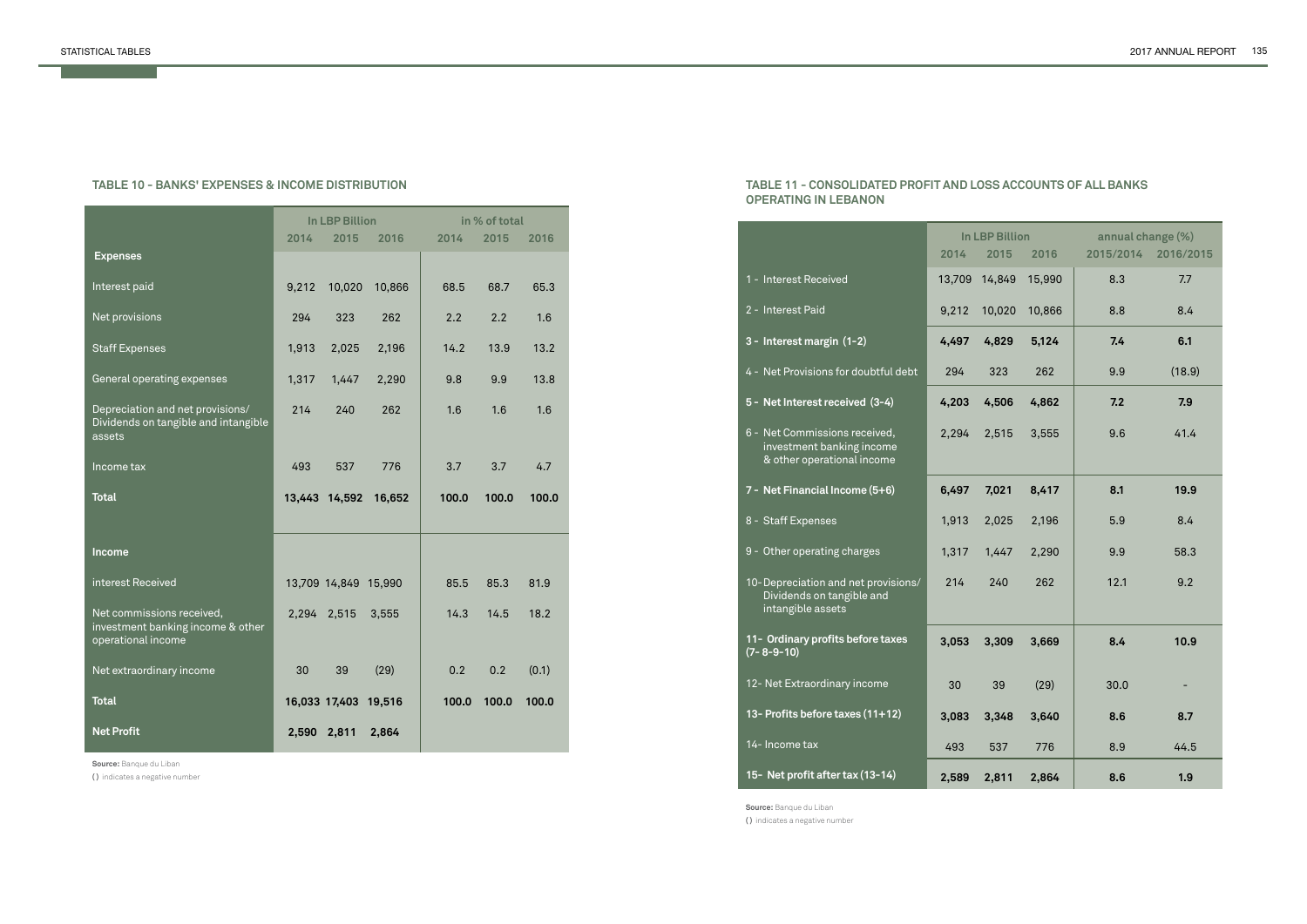### TABLE 10 - BANKS' EXPENSES & INCOME DISTRIBUTION

| | In LBP Billion | | | in % of total | | |
|---|---|---|---|---|---|---|
| | 2014 | 2015 | 2016 | 2014 | 2015 | 2016 |
| **Expenses** | | | | | | |
| Interest paid | 9,212 | 10,020 | 10,866 | 68.5 | 68.7 | 65.3 |
| Net provisions | 294 | 323 | 262 | 2.2 | 2.2 | 1.6 |
| Staff Expenses | 1,913 | 2,025 | 2,196 | 14.2 | 13.9 | 13.2 |
| General operating expenses | 1,317 | 1,447 | 2,290 | 9.8 | 9.9 | 13.8 |
| Depreciation and net provisions/ Dividends on tangible and intangible assets | 214 | 240 | 262 | 1.6 | 1.6 | 1.6 |
| Income tax | 493 | 537 | 776 | 3.7 | 3.7 | 4.7 |
| **Total** | **13,443** | **14,592** | **16,652** | **100.0** | **100.0** | **100.0** |
| **Income** | | | | | | |
| interest Received | 13,709 | 14,849 | 15,990 | 85.5 | 85.3 | 81.9 |
| Net commissions received, investment banking income & other operational income | 2,294 | 2,515 | 3,555 | 14.3 | 14.5 | 18.2 |
| Net extraordinary income | 30 | 39 | (29) | 0.2 | 0.2 | (0.1) |
| **Total** | **16,033** | **17,403** | **19,516** | **100.0** | **100.0** | **100.0** |
| **Net Profit** | **2,590** | **2,811** | **2,864** | | | |

**Source:** Banque du Liban

( ) indicates a negative number

### TABLE 11 - CONSOLIDATED PROFIT AND LOSS ACCOUNTS OF ALL BANKS OPERATING IN LEBANON

| | In LBP Billion | | | annual change (%) | |
|---|---|---|---|---|---|
| | 2014 | 2015 | 2016 | 2015/2014 | 2016/2015 |
| 1 - Interest Received | 13,709 | 14,849 | 15,990 | 8.3 | 7.7 |
| 2 - Interest Paid | 9,212 | 10,020 | 10,866 | 8.8 | 8.4 |
| **3 - Interest margin (1-2)** | **4,497** | **4,829** | **5,124** | **7.4** | **6.1** |
| 4 - Net Provisions for doubtful debt | 294 | 323 | 262 | 9.9 | (18.9) |
| **5 - Net Interest received (3-4)** | **4,203** | **4,506** | **4,862** | **7.2** | **7.9** |
| 6 - Net Commissions received, investment banking income & other operational income | 2,294 | 2,515 | 3,555 | 9.6 | 41.4 |
| **7 - Net Financial Income (5+6)** | **6,497** | **7,021** | **8,417** | **8.1** | **19.9** |
| 8 - Staff Expenses | 1,913 | 2,025 | 2,196 | 5.9 | 8.4 |
| 9 - Other operating charges | 1,317 | 1,447 | 2,290 | 9.9 | 58.3 |
| 10- Depreciation and net provisions/ Dividends on tangible and intangible assets | 214 | 240 | 262 | 12.1 | 9.2 |
| **11- Ordinary profits before taxes (7- 8-9-10)** | **3,053** | **3,309** | **3,669** | **8.4** | **10.9** |
| 12- Net Extraordinary income | 30 | 39 | (29) | 30.0 | - |
| **13- Profits before taxes (11+12)** | **3,083** | **3,348** | **3,640** | **8.6** | **8.7** |
| 14- Income tax | 493 | 537 | 776 | 8.9 | 44.5 |
| **15- Net profit after tax (13-14)** | **2,589** | **2,811** | **2,864** | **8.6** | **1.9** |

**Source:** Banque du Liban

( ) indicates a negative number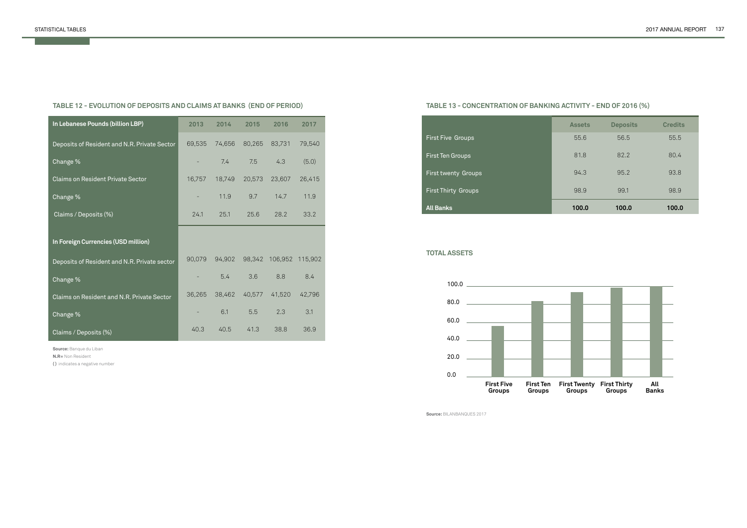### TABLE 12 - EVOLUTION OF DEPOSITS AND CLAIMS AT BANKS (END OF PERIOD)

| In Lebanese Pounds (billion LBP) | 2013 | 2014 | 2015 | 2016 | 2017 |
|---|---|---|---|---|---|
| Deposits of Resident and N.R. Private Sector | 69,535 | 74,656 | 80,265 | 83,731 | 79,540 |
| Change % | - | 7.4 | 7.5 | 4.3 | (5.0) |
| Claims on Resident Private Sector | 16,757 | 18,749 | 20,573 | 23,607 | 26,415 |
| Change % | - | 11.9 | 9.7 | 14.7 | 11.9 |
| Claims / Deposits (%) | 24.1 | 25.1 | 25.6 | 28.2 | 33.2 |
| **In Foreign Currencies (USD million)** | | | | | |
| Deposits of Resident and N.R. Private sector | 90,079 | 94,902 | 98,342 | 106,952 | 115,902 |
| Change % | - | 5.4 | 3.6 | 8.8 | 8.4 |
| Claims on Resident and N.R. Private Sector | 36,265 | 38,462 | 40,577 | 41,520 | 42,796 |
| Change % | - | 6.1 | 5.5 | 2.3 | 3.1 |
| Claims / Deposits (%) | 40.3 | 40.5 | 41.3 | 38.8 | 36.9 |

**Source:** Banque du Liban

**N.R=** Non Resident

**( )** indicates a negative number

### TABLE 13 - CONCENTRATION OF BANKING ACTIVITY - END OF 2016 (%)

| | Assets | Deposits | Credits |
|---|---|---|---|
| First Five Groups | 55.6 | 56.5 | 55.5 |
| First Ten Groups | 81.8 | 82.2 | 80.4 |
| First twenty Groups | 94.3 | 95.2 | 93.8 |
| First Thirty Groups | 98.9 | 99.1 | 98.9 |
| **All Banks** | **100.0** | **100.0** | **100.0** |

### TOTAL ASSETS

**Source:** BILANBANQUES 2017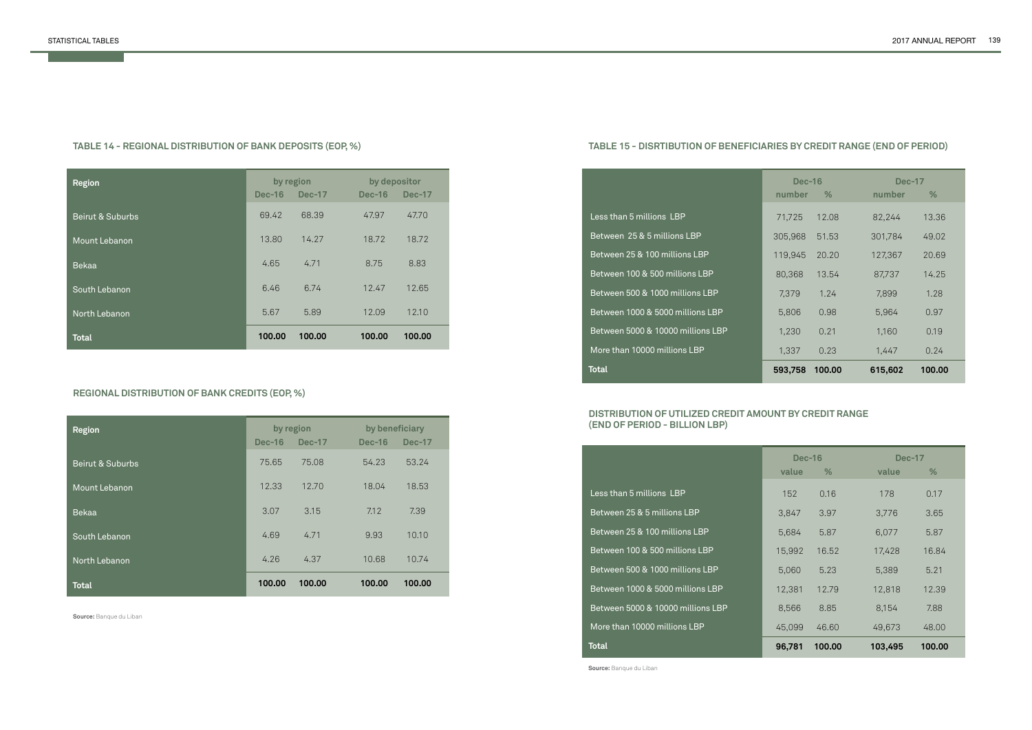### TABLE 14 - REGIONAL DISTRIBUTION OF BANK DEPOSITS (EOP, %)

| Region | by region | | by depositor | |
|---|---|---|---|---|
| | Dec-16 | Dec-17 | Dec-16 | Dec-17 |
| Beirut & Suburbs | 69.42 | 68.39 | 47.97 | 47.70 |
| Mount Lebanon | 13.80 | 14.27 | 18.72 | 18.72 |
| Bekaa | 4.65 | 4.71 | 8.75 | 8.83 |
| South Lebanon | 6.46 | 6.74 | 12.47 | 12.65 |
| North Lebanon | 5.67 | 5.89 | 12.09 | 12.10 |
| **Total** | **100.00** | **100.00** | **100.00** | **100.00** |

### REGIONAL DISTRIBUTION OF BANK CREDITS (EOP, %)

| Region | by region | | by beneficiary | |
|---|---|---|---|---|
| | Dec-16 | Dec-17 | Dec-16 | Dec-17 |
| Beirut & Suburbs | 75.65 | 75.08 | 54.23 | 53.24 |
| Mount Lebanon | 12.33 | 12.70 | 18.04 | 18.53 |
| Bekaa | 3.07 | 3.15 | 7.12 | 7.39 |
| South Lebanon | 4.69 | 4.71 | 9.93 | 10.10 |
| North Lebanon | 4.26 | 4.37 | 10.68 | 10.74 |
| **Total** | **100.00** | **100.00** | **100.00** | **100.00** |

**Source:** Banque du Liban

### TABLE 15 - DISRTIBUTION OF BENEFICIARIES BY CREDIT RANGE (END OF PERIOD)

| | Dec-16 | | Dec-17 | |
|---|---|---|---|---|
| | number | % | number | % |
| Less than 5 millions LBP | 71,725 | 12.08 | 82,244 | 13.36 |
| Between 25 & 5 millions LBP | 305,968 | 51.53 | 301,784 | 49.02 |
| Between 25 & 100 millions LBP | 119,945 | 20.20 | 127,367 | 20.69 |
| Between 100 & 500 millions LBP | 80,368 | 13.54 | 87,737 | 14.25 |
| Between 500 & 1000 millions LBP | 7,379 | 1.24 | 7,899 | 1.28 |
| Between 1000 & 5000 millions LBP | 5,806 | 0.98 | 5,964 | 0.97 |
| Between 5000 & 10000 millions LBP | 1,230 | 0.21 | 1,160 | 0.19 |
| More than 10000 millions LBP | 1,337 | 0.23 | 1,447 | 0.24 |
| **Total** | **593,758** | **100.00** | **615,602** | **100.00** |

### DISTRIBUTION OF UTILIZED CREDIT AMOUNT BY CREDIT RANGE (END OF PERIOD - BILLION LBP)

| | Dec-16 | | Dec-17 | |
|---|---|---|---|---|
| | value | % | value | % |
| Less than 5 millions LBP | 152 | 0.16 | 178 | 0.17 |
| Between 25 & 5 millions LBP | 3,847 | 3.97 | 3,776 | 3.65 |
| Between 25 & 100 millions LBP | 5,684 | 5.87 | 6,077 | 5.87 |
| Between 100 & 500 millions LBP | 15,992 | 16.52 | 17,428 | 16.84 |
| Between 500 & 1000 millions LBP | 5,060 | 5.23 | 5,389 | 5.21 |
| Between 1000 & 5000 millions LBP | 12,381 | 12.79 | 12,818 | 12.39 |
| Between 5000 & 10000 millions LBP | 8,566 | 8.85 | 8,154 | 7.88 |
| More than 10000 millions LBP | 45,099 | 46.60 | 49,673 | 48.00 |
| **Total** | **96,781** | **100.00** | **103,495** | **100.00** |

**Source:** Banque du Liban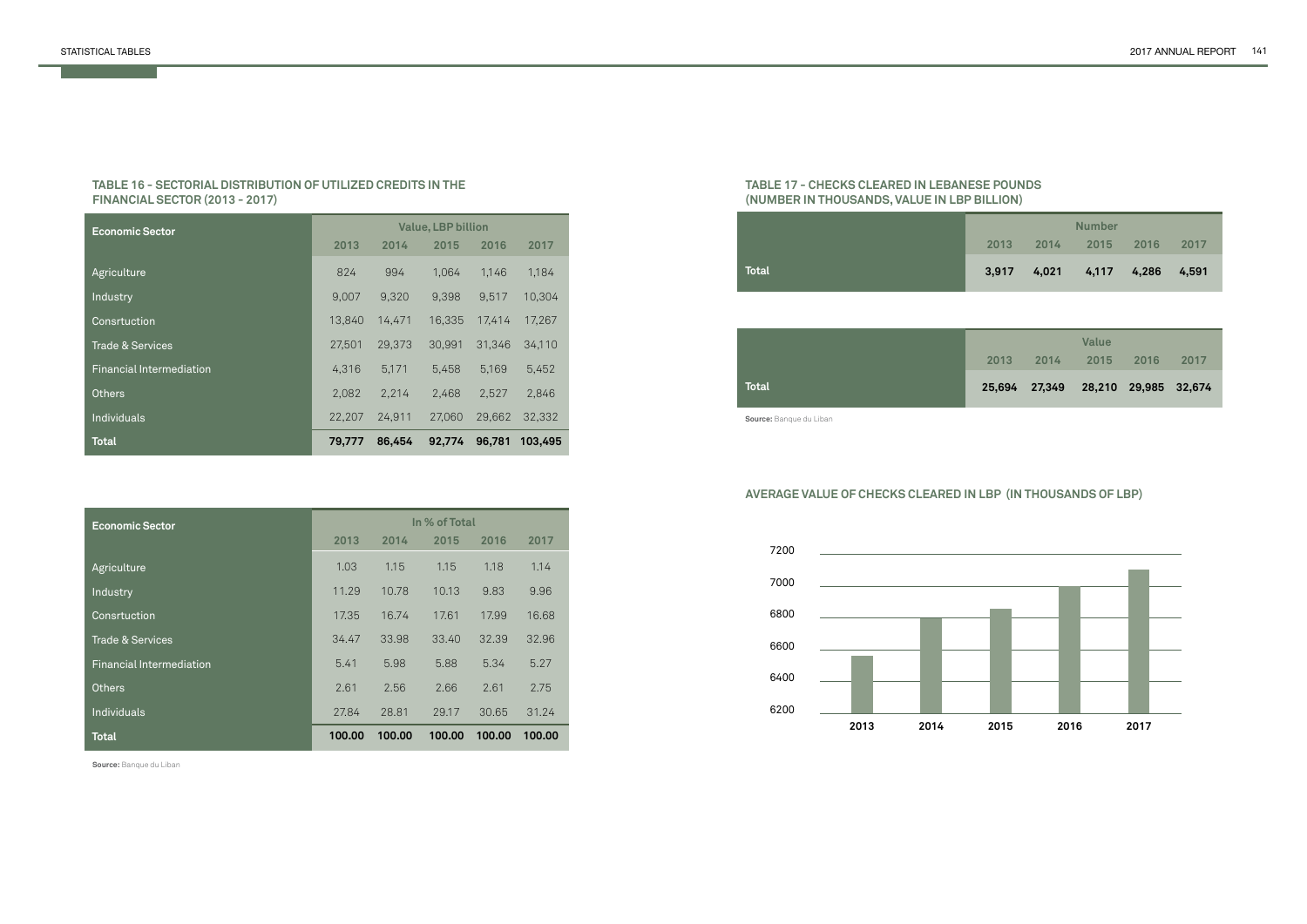## TABLE 16 - SECTORIAL DISTRIBUTION OF UTILIZED CREDITS IN THE FINANCIAL SECTOR (2013 - 2017)

| Economic Sector | Value, LBP billion | | | | |
|---|---|---|---|---|---|
| | 2013 | 2014 | 2015 | 2016 | 2017 |
| Agriculture | 824 | 994 | 1,064 | 1,146 | 1,184 |
| Industry | 9,007 | 9,320 | 9,398 | 9,517 | 10,304 |
| Consrtuction | 13,840 | 14,471 | 16,335 | 17,414 | 17,267 |
| Trade & Services | 27,501 | 29,373 | 30,991 | 31,346 | 34,110 |
| Financial Intermediation | 4,316 | 5,171 | 5,458 | 5,169 | 5,452 |
| Others | 2,082 | 2,214 | 2,468 | 2,527 | 2,846 |
| Individuals | 22,207 | 24,911 | 27,060 | 29,662 | 32,332 |
| **Total** | **79,777** | **86,454** | **92,774** | **96,781** | **103,495** |

| Economic Sector | In % of Total | | | | |
|---|---|---|---|---|---|
| | 2013 | 2014 | 2015 | 2016 | 2017 |
| Agriculture | 1.03 | 1.15 | 1.15 | 1.18 | 1.14 |
| Industry | 11.29 | 10.78 | 10.13 | 9.83 | 9.96 |
| Consrtuction | 17.35 | 16.74 | 17.61 | 17.99 | 16.68 |
| Trade & Services | 34.47 | 33.98 | 33.40 | 32.39 | 32.96 |
| Financial Intermediation | 5.41 | 5.98 | 5.88 | 5.34 | 5.27 |
| Others | 2.61 | 2.56 | 2.66 | 2.61 | 2.75 |
| Individuals | 27.84 | 28.81 | 29.17 | 30.65 | 31.24 |
| **Total** | **100.00** | **100.00** | **100.00** | **100.00** | **100.00** |

**Source:** Banque du Liban

## TABLE 17 - CHECKS CLEARED IN LEBANESE POUNDS (NUMBER IN THOUSANDS, VALUE IN LBP BILLION)

| | Number | | | | |
|---|---|---|---|---|---|
| | 2013 | 2014 | 2015 | 2016 | 2017 |
| **Total** | **3,917** | **4,021** | **4,117** | **4,286** | **4,591** |

| | Value | | | | |
|---|---|---|---|---|---|
| | 2013 | 2014 | 2015 | 2016 | 2017 |
| **Total** | **25,694** | **27,349** | **28,210** | **29,985** | **32,674** |

**Source:** Banque du Liban

## AVERAGE VALUE OF CHECKS CLEARED IN LBP (IN THOUSANDS OF LBP)

| Year | Value (approx. from chart) |
|---|---|
| 2013 | 6,560 |
| 2014 | 6,800 |
| 2015 | 6,850 |
| 2016 | 7,000 |
| 2017 | 7,100 |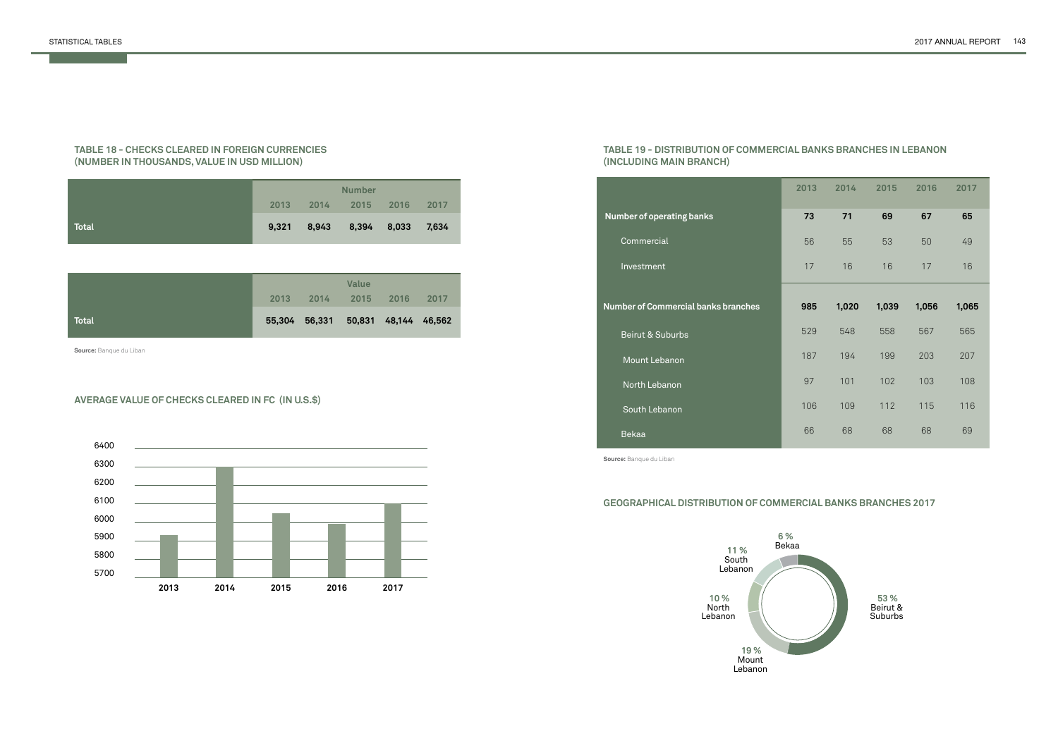### TABLE 18 - CHECKS CLEARED IN FOREIGN CURRENCIES (NUMBER IN THOUSANDS, VALUE IN USD MILLION)

| | Number | | | | |
|---|---|---|---|---|---|
| | 2013 | 2014 | 2015 | 2016 | 2017 |
| **Total** | **9,321** | **8,943** | **8,394** | **8,033** | **7,634** |

| | Value | | | | |
|---|---|---|---|---|---|
| | 2013 | 2014 | 2015 | 2016 | 2017 |
| **Total** | **55,304** | **56,331** | **50,831** | **48,144** | **46,562** |

**Source:** Banque du Liban

### AVERAGE VALUE OF CHECKS CLEARED IN FC (IN U.S.$)

### TABLE 19 - DISTRIBUTION OF COMMERCIAL BANKS BRANCHES IN LEBANON (INCLUDING MAIN BRANCH)

| | 2013 | 2014 | 2015 | 2016 | 2017 |
|---|---|---|---|---|---|
| **Number of operating banks** | **73** | **71** | **69** | **67** | **65** |
| Commercial | 56 | 55 | 53 | 50 | 49 |
| Investment | 17 | 16 | 16 | 17 | 16 |
| **Number of Commercial banks branches** | **985** | **1,020** | **1,039** | **1,056** | **1,065** |
| Beirut & Suburbs | 529 | 548 | 558 | 567 | 565 |
| Mount Lebanon | 187 | 194 | 199 | 203 | 207 |
| North Lebanon | 97 | 101 | 102 | 103 | 108 |
| South Lebanon | 106 | 109 | 112 | 115 | 116 |
| Bekaa | 66 | 68 | 68 | 68 | 69 |

**Source:** Banque du Liban

### GEOGRAPHICAL DISTRIBUTION OF COMMERCIAL BANKS BRANCHES 2017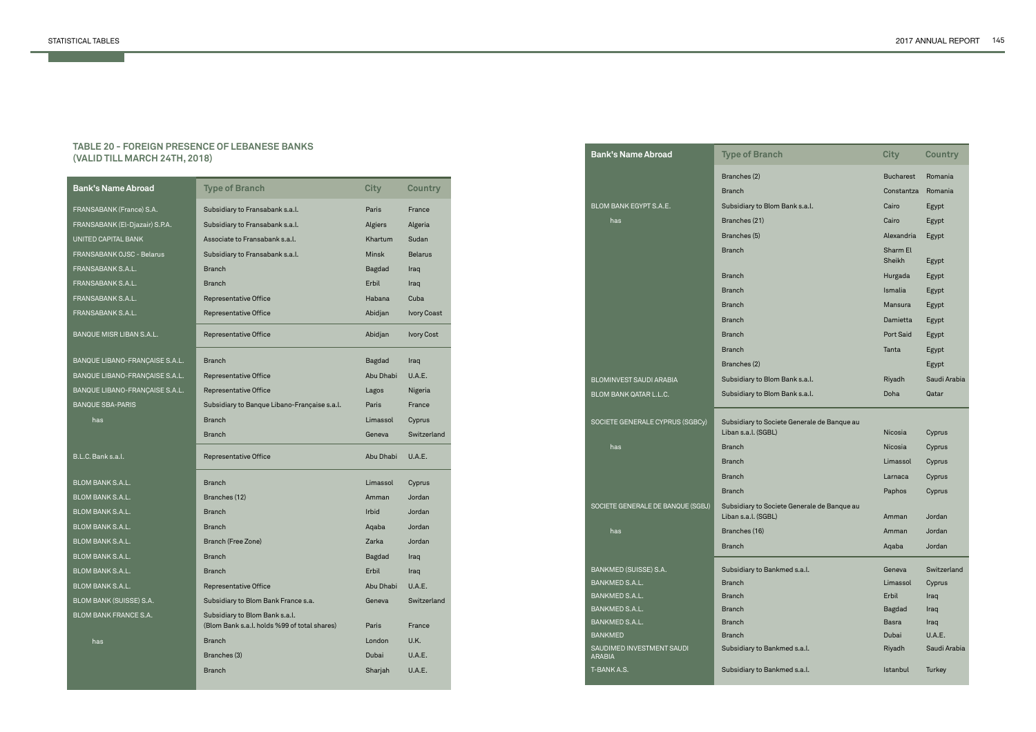## TABLE 20 - FOREIGN PRESENCE OF LEBANESE BANKS (VALID TILL MARCH 24TH, 2018)

| Bank's Name Abroad | Type of Branch | City | Country |
|---|---|---|---|
| FRANSABANK (France) S.A. | Subsidiary to Fransabank s.a.l. | Paris | France |
| FRANSABANK (El-Djazair) S.P.A. | Subsidiary to Fransabank s.a.l. | Algiers | Algeria |
| UNITED CAPITAL BANK | Associate to Fransabank s.a.l. | Khartum | Sudan |
| FRANSABANK OJSC - Belarus | Subsidiary to Fransabank s.a.l. | Minsk | Belarus |
| FRANSABANK S.A.L. | Branch | Bagdad | Iraq |
| FRANSABANK S.A.L. | Branch | Erbil | Iraq |
| FRANSABANK S.A.L. | Representative Office | Habana | Cuba |
| FRANSABANK S.A.L. | Representative Office | Abidjan | Ivory Coast |
| BANQUE MISR LIBAN S.A.L. | Representative Office | Abidjan | Ivory Cost |
| BANQUE LIBANO-FRANÇAISE S.A.L. | Branch | Bagdad | Iraq |
| BANQUE LIBANO-FRANÇAISE S.A.L. | Representative Office | Abu Dhabi | U.A.E. |
| BANQUE LIBANO-FRANÇAISE S.A.L. | Representative Office | Lagos | Nigeria |
| BANQUE SBA-PARIS | Subsidiary to Banque Libano-Française s.a.l. | Paris | France |
| has | Branch | Limassol | Cyprus |
| | Branch | Geneva | Switzerland |
| B.L.C. Bank s.a.l. | Representative Office | Abu Dhabi | U.A.E. |
| BLOM BANK S.A.L. | Branch | Limassol | Cyprus |
| BLOM BANK S.A.L. | Branches (12) | Amman | Jordan |
| BLOM BANK S.A.L. | Branch | Irbid | Jordan |
| BLOM BANK S.A.L. | Branch | Aqaba | Jordan |
| BLOM BANK S.A.L. | Branch (Free Zone) | Zarka | Jordan |
| BLOM BANK S.A.L. | Branch | Bagdad | Iraq |
| BLOM BANK S.A.L. | Branch | Erbil | Iraq |
| BLOM BANK S.A.L. | Representative Office | Abu Dhabi | U.A.E. |
| BLOM BANK (SUISSE) S.A. | Subsidiary to Blom Bank France s.a. | Geneva | Switzerland |
| BLOM BANK FRANCE S.A. | Subsidiary to Blom Bank s.a.l. (Blom Bank s.a.l. holds %99 of total shares) | Paris | France |
| has | Branch | London | U.K. |
| | Branches (3) | Dubai | U.A.E. |
| | Branch | Sharjah | U.A.E. |
| | Branches (2) | Bucharest | Romania |
| | Branch | Constantza | Romania |
| BLOM BANK EGYPT S.A.E. | Subsidiary to Blom Bank s.a.l. | Cairo | Egypt |
| has | Branches (21) | Cairo | Egypt |
| | Branches (5) | Alexandria | Egypt |
| | Branch | Sharm El Sheikh | Egypt |
| | Branch | Hurgada | Egypt |
| | Branch | Ismalia | Egypt |
| | Branch | Mansura | Egypt |
| | Branch | Damietta | Egypt |
| | Branch | Port Said | Egypt |
| | Branch | Tanta | Egypt |
| | Branches (2) | | Egypt |
| BLOMINVEST SAUDI ARABIA | Subsidiary to Blom Bank s.a.l. | Riyadh | Saudi Arabia |
| BLOM BANK QATAR L.L.C. | Subsidiary to Blom Bank s.a.l. | Doha | Qatar |
| SOCIETE GENERALE CYPRUS (SGBCy) | Subsidiary to Societe Generale de Banque au Liban s.a.l. (SGBL) | Nicosia | Cyprus |
| has | Branch | Nicosia | Cyprus |
| | Branch | Limassol | Cyprus |
| | Branch | Larnaca | Cyprus |
| | Branch | Paphos | Cyprus |
| SOCIETE GENERALE DE BANQUE (SGBJ) | Subsidiary to Societe Generale de Banque au Liban s.a.l. (SGBL) | Amman | Jordan |
| has | Branches (16) | Amman | Jordan |
| | Branch | Aqaba | Jordan |
| BANKMED (SUISSE) S.A. | Subsidiary to Bankmed s.a.l. | Geneva | Switzerland |
| BANKMED S.A.L. | Branch | Limassol | Cyprus |
| BANKMED S.A.L. | Branch | Erbil | Iraq |
| BANKMED S.A.L. | Branch | Bagdad | Iraq |
| BANKMED S.A.L. | Branch | Basra | Iraq |
| BANKMED | Branch | Dubai | U.A.E. |
| SAUDIMED INVESTMENT SAUDI ARABIA | Subsidiary to Bankmed s.a.l. | Riyadh | Saudi Arabia |
| T-BANK A.S. | Subsidiary to Bankmed s.a.l. | Istanbul | Turkey |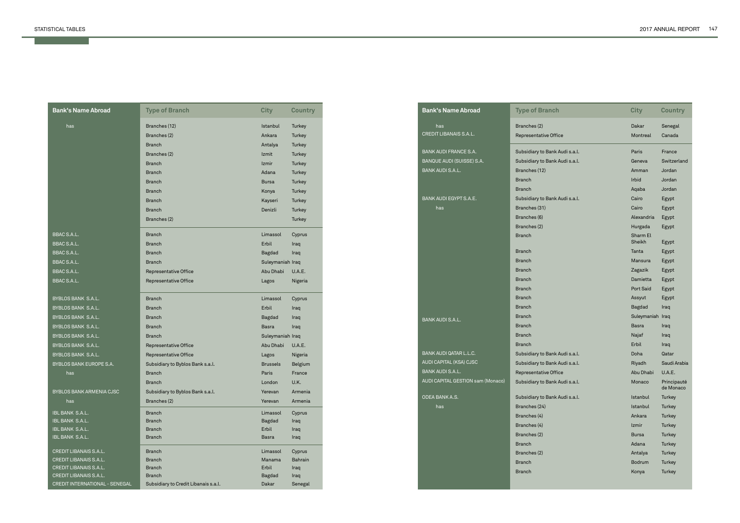| Bank's Name Abroad | Type of Branch | City | Country |
|---|---|---|---|
| has | Branches (12) | Istanbul | Turkey |
| | Branches (2) | Ankara | Turkey |
| | Branch | Antalya | Turkey |
| | Branches (2) | Izmit | Turkey |
| | Branch | Izmir | Turkey |
| | Branch | Adana | Turkey |
| | Branch | Bursa | Turkey |
| | Branch | Konya | Turkey |
| | Branch | Kayseri | Turkey |
| | Branch | Denizli | Turkey |
| | Branches (2) | | Turkey |
| BBAC S.A.L. | Branch | Limassol | Cyprus |
| BBAC S.A.L. | Branch | Erbil | Iraq |
| BBAC S.A.L. | Branch | Bagdad | Iraq |
| BBAC S.A.L. | Branch | Suleymaniah | Iraq |
| BBAC S.A.L. | Representative Office | Abu Dhabi | U.A.E. |
| BBAC S.A.L. | Representative Office | Lagos | Nigeria |
| BYBLOS BANK S.A.L. | Branch | Limassol | Cyprus |
| BYBLOS BANK S.A.L. | Branch | Erbil | Iraq |
| BYBLOS BANK S.A.L. | Branch | Bagdad | Iraq |
| BYBLOS BANK S.A.L. | Branch | Basra | Iraq |
| BYBLOS BANK S.A.L. | Branch | Suleymaniah | Iraq |
| BYBLOS BANK S.A.L. | Representative Office | Abu Dhabi | U.A.E. |
| BYBLOS BANK S.A.L. | Representative Office | Lagos | Nigeria |
| BYBLOS BANK EUROPE S.A. | Subsidiary to Byblos Bank s.a.l. | Brussels | Belgium |
| has | Branch | Paris | France |
| | Branch | London | U.K. |
| BYBLOS BANK ARMENIA CJSC | Subsidiary to Byblos Bank s.a.l. | Yerevan | Armenia |
| has | Branches (2) | Yerevan | Armenia |
| IBL BANK S.A.L. | Branch | Limassol | Cyprus |
| IBL BANK S.A.L. | Branch | Bagdad | Iraq |
| IBL BANK S.A.L. | Branch | Erbil | Iraq |
| IBL BANK S.A.L. | Branch | Basra | Iraq |
| CREDIT LIBANAIS S.A.L. | Branch | Limassol | Cyprus |
| CREDIT LIBANAIS S.A.L. | Branch | Manama | Bahrain |
| CREDIT LIBANAIS S.A.L. | Branch | Erbil | Iraq |
| CREDIT LIBANAIS S.A.L. | Branch | Bagdad | Iraq |
| CREDIT INTERNATIONAL - SENEGAL | Subsidiary to Credit Libanais s.a.l. | Dakar | Senegal |
| has | Branches (2) | Dakar | Senegal |
| CREDIT LIBANAIS S.A.L. | Representative Office | Montreal | Canada |
| BANK AUDI FRANCE S.A. | Subsidiary to Bank Audi s.a.l. | Paris | France |
| BANQUE AUDI (SUISSE) S.A. | Subsidiary to Bank Audi s.a.l. | Geneva | Switzerland |
| BANK AUDI S.A.L. | Branches (12) | Amman | Jordan |
| | Branch | Irbid | Jordan |
| | Branch | Aqaba | Jordan |
| BANK AUDI EGYPT S.A.E. | Subsidiary to Bank Audi s.a.l. | Cairo | Egypt |
| has | Branches (31) | Cairo | Egypt |
| | Branches (6) | Alexandria | Egypt |
| | Branches (2) | Hurgada | Egypt |
| | Branch | Sharm El Sheikh | Egypt |
| | Branch | Tanta | Egypt |
| | Branch | Mansura | Egypt |
| | Branch | Zagazik | Egypt |
| | Branch | Damietta | Egypt |
| | Branch | Port Said | Egypt |
| | Branch | Assyut | Egypt |
| BANK AUDI S.A.L. | Branch | Bagdad | Iraq |
| | Branch | Suleymaniah | Iraq |
| | Branch | Basra | Iraq |
| | Branch | Najaf | Iraq |
| | Branch | Erbil | Iraq |
| BANK AUDI QATAR L.L.C. | Subsidiary to Bank Audi s.a.l. | Doha | Qatar |
| AUDI CAPITAL (KSA) CJSC | Subsidiary to Bank Audi s.a.l. | Riyadh | Saudi Arabia |
| BANK AUDI S.A.L. | Representative Office | Abu Dhabi | U.A.E. |
| AUDI CAPITAL GESTION sam (Monaco) | Subsidiary to Bank Audi s.a.l. | Monaco | Principauté de Monaco |
| ODEA BANK A.S. | Subsidiary to Bank Audi s.a.l. | Istanbul | Turkey |
| has | Branches (24) | Istanbul | Turkey |
| | Branches (4) | Ankara | Turkey |
| | Branches (4) | Izmir | Turkey |
| | Branches (2) | Bursa | Turkey |
| | Branch | Adana | Turkey |
| | Branches (2) | Antalya | Turkey |
| | Branch | Bodrum | Turkey |
| | Branch | Konya | Turkey |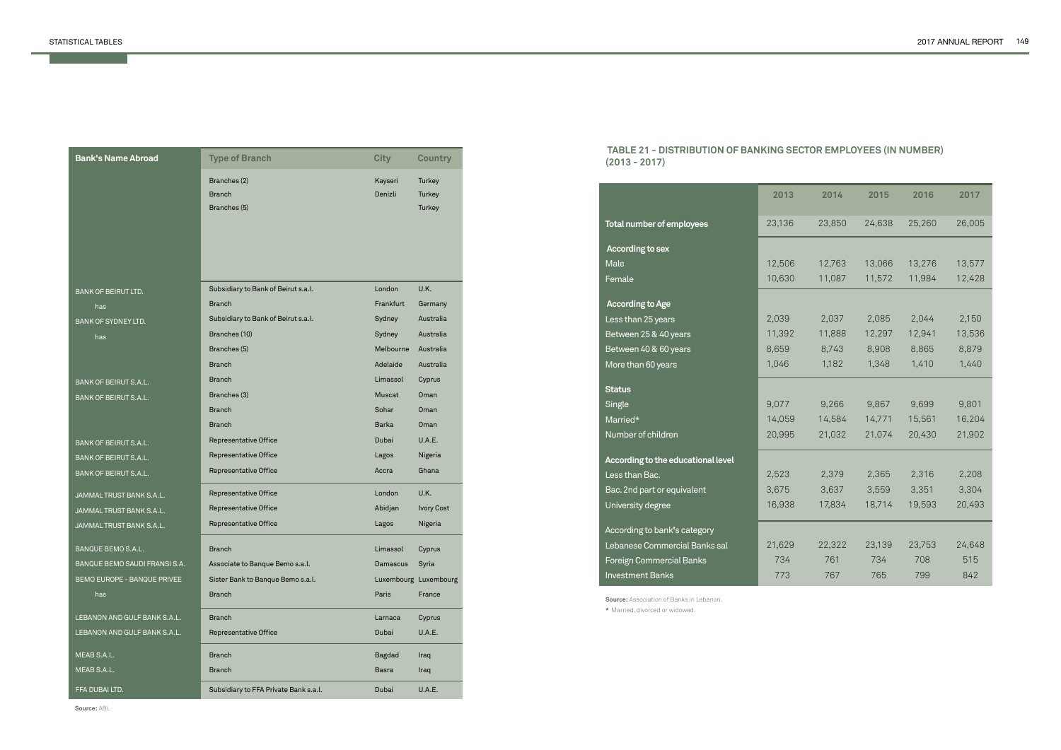| Bank's Name Abroad | Type of Branch | City | Country |
|---|---|---|---|
| | Branches (2) | Kayseri | Turkey |
| | Branch | Denizli | Turkey |
| | Branches (5) | | Turkey |
| BANK OF BEIRUT LTD. | Subsidiary to Bank of Beirut s.a.l. | London | U.K. |
| has | Branch | Frankfurt | Germany |
| BANK OF SYDNEY LTD. | Subsidiary to Bank of Beirut s.a.l. | Sydney | Australia |
| has | Branches (10) | Sydney | Australia |
| | Branches (5) | Melbourne | Australia |
| | Branch | Adelaide | Australia |
| BANK OF BEIRUT S.A.L. | Branch | Limassol | Cyprus |
| BANK OF BEIRUT S.A.L. | Branches (3) | Muscat | Oman |
| | Branch | Sohar | Oman |
| | Branch | Barka | Oman |
| BANK OF BEIRUT S.A.L. | Representative Office | Dubai | U.A.E. |
| BANK OF BEIRUT S.A.L. | Representative Office | Lagos | Nigeria |
| BANK OF BEIRUT S.A.L. | Representative Office | Accra | Ghana |
| JAMMAL TRUST BANK S.A.L. | Representative Office | London | U.K. |
| JAMMAL TRUST BANK S.A.L. | Representative Office | Abidjan | Ivory Cost |
| JAMMAL TRUST BANK S.A.L. | Representative Office | Lagos | Nigeria |
| BANQUE BEMO S.A.L. | Branch | Limassol | Cyprus |
| BANQUE BEMO SAUDI FRANSI S.A. | Associate to Banque Bemo s.a.l. | Damascus | Syria |
| BEMO EUROPE - BANQUE PRIVEE | Sister Bank to Banque Bemo s.a.l. | Luxembourg | Luxembourg |
| has | Branch | Paris | France |
| LEBANON AND GULF BANK S.A.L. | Branch | Larnaca | Cyprus |
| LEBANON AND GULF BANK S.A.L. | Representative Office | Dubai | U.A.E. |
| MEAB S.A.L. | Branch | Bagdad | Iraq |
| MEAB S.A.L. | Branch | Basra | Iraq |
| FFA DUBAI LTD. | Subsidiary to FFA Private Bank s.a.l. | Dubai | U.A.E. |

**Source:** ABL

## TABLE 21 - DISTRIBUTION OF BANKING SECTOR EMPLOYEES (IN NUMBER) (2013 - 2017)

| | 2013 | 2014 | 2015 | 2016 | 2017 |
|---|---|---|---|---|---|
| **Total number of employees** | 23,136 | 23,850 | 24,638 | 25,260 | 26,005 |
| **According to sex** | | | | | |
| Male | 12,506 | 12,763 | 13,066 | 13,276 | 13,577 |
| Female | 10,630 | 11,087 | 11,572 | 11,984 | 12,428 |
| **According to Age** | | | | | |
| Less than 25 years | 2,039 | 2,037 | 2,085 | 2,044 | 2,150 |
| Between 25 & 40 years | 11,392 | 11,888 | 12,297 | 12,941 | 13,536 |
| Between 40 & 60 years | 8,659 | 8,743 | 8,908 | 8,865 | 8,879 |
| More than 60 years | 1,046 | 1,182 | 1,348 | 1,410 | 1,440 |
| **Status** | | | | | |
| Single | 9,077 | 9,266 | 9,867 | 9,699 | 9,801 |
| Married* | 14,059 | 14,584 | 14,771 | 15,561 | 16,204 |
| Number of children | 20,995 | 21,032 | 21,074 | 20,430 | 21,902 |
| **According to the educational level** | | | | | |
| Less than Bac. | 2,523 | 2,379 | 2,365 | 2,316 | 2,208 |
| Bac. 2nd part or equivalent | 3,675 | 3,637 | 3,559 | 3,351 | 3,304 |
| University degree | 16,938 | 17,834 | 18,714 | 19,593 | 20,493 |
| According to bank's category | | | | | |
| Lebanese Commercial Banks sal | 21,629 | 22,322 | 23,139 | 23,753 | 24,648 |
| Foreign Commercial Banks | 734 | 761 | 734 | 708 | 515 |
| Investment Banks | 773 | 767 | 765 | 799 | 842 |

**Source:** Association of Banks in Lebanon.

* Married, divorced or widowed.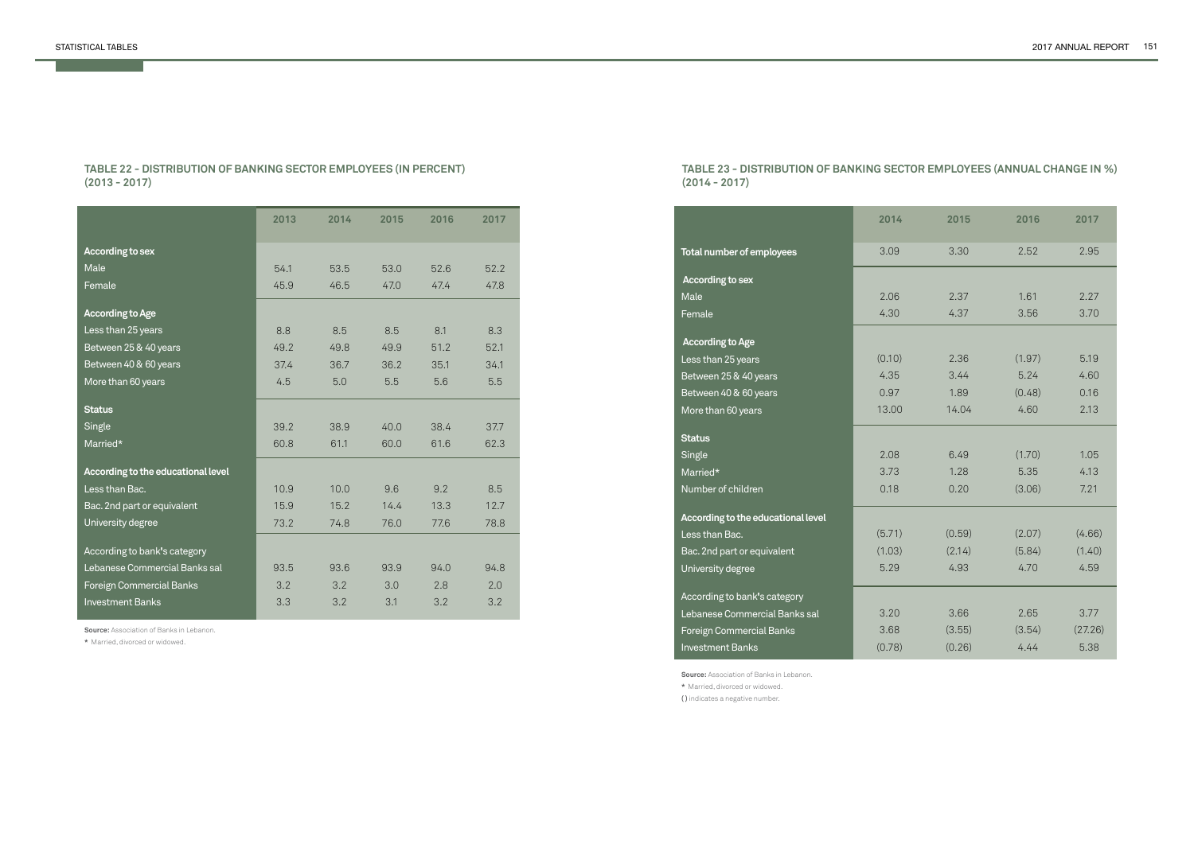### TABLE 22 - DISTRIBUTION OF BANKING SECTOR EMPLOYEES (IN PERCENT) (2013 - 2017)

| | 2013 | 2014 | 2015 | 2016 | 2017 |
|---|---|---|---|---|---|
| **According to sex** | | | | | |
| Male | 54.1 | 53.5 | 53.0 | 52.6 | 52.2 |
| Female | 45.9 | 46.5 | 47.0 | 47.4 | 47.8 |
| **According to Age** | | | | | |
| Less than 25 years | 8.8 | 8.5 | 8.5 | 8.1 | 8.3 |
| Between 25 & 40 years | 49.2 | 49.8 | 49.9 | 51.2 | 52.1 |
| Between 40 & 60 years | 37.4 | 36.7 | 36.2 | 35.1 | 34.1 |
| More than 60 years | 4.5 | 5.0 | 5.5 | 5.6 | 5.5 |
| **Status** | | | | | |
| Single | 39.2 | 38.9 | 40.0 | 38.4 | 37.7 |
| Married* | 60.8 | 61.1 | 60.0 | 61.6 | 62.3 |
| **According to the educational level** | | | | | |
| Less than Bac. | 10.9 | 10.0 | 9.6 | 9.2 | 8.5 |
| Bac. 2nd part or equivalent | 15.9 | 15.2 | 14.4 | 13.3 | 12.7 |
| University degree | 73.2 | 74.8 | 76.0 | 77.6 | 78.8 |
| According to bank's category | | | | | |
| Lebanese Commercial Banks sal | 93.5 | 93.6 | 93.9 | 94.0 | 94.8 |
| Foreign Commercial Banks | 3.2 | 3.2 | 3.0 | 2.8 | 2.0 |
| Investment Banks | 3.3 | 3.2 | 3.1 | 3.2 | 3.2 |

**Source:** Association of Banks in Lebanon.

* Married, divorced or widowed.

### TABLE 23 - DISTRIBUTION OF BANKING SECTOR EMPLOYEES (ANNUAL CHANGE IN %) (2014 - 2017)

| | 2014 | 2015 | 2016 | 2017 |
|---|---|---|---|---|
| **Total number of employees** | 3.09 | 3.30 | 2.52 | 2.95 |
| **According to sex** | | | | |
| Male | 2.06 | 2.37 | 1.61 | 2.27 |
| Female | 4.30 | 4.37 | 3.56 | 3.70 |
| **According to Age** | | | | |
| Less than 25 years | (0.10) | 2.36 | (1.97) | 5.19 |
| Between 25 & 40 years | 4.35 | 3.44 | 5.24 | 4.60 |
| Between 40 & 60 years | 0.97 | 1.89 | (0.48) | 0.16 |
| More than 60 years | 13.00 | 14.04 | 4.60 | 2.13 |
| **Status** | | | | |
| Single | 2.08 | 6.49 | (1.70) | 1.05 |
| Married* | 3.73 | 1.28 | 5.35 | 4.13 |
| Number of children | 0.18 | 0.20 | (3.06) | 7.21 |
| **According to the educational level** | | | | |
| Less than Bac. | (5.71) | (0.59) | (2.07) | (4.66) |
| Bac. 2nd part or equivalent | (1.03) | (2.14) | (5.84) | (1.40) |
| University degree | 5.29 | 4.93 | 4.70 | 4.59 |
| According to bank's category | | | | |
| Lebanese Commercial Banks sal | 3.20 | 3.66 | 2.65 | 3.77 |
| Foreign Commercial Banks | 3.68 | (3.55) | (3.54) | (27.26) |
| Investment Banks | (0.78) | (0.26) | 4.44 | 5.38 |

**Source:** Association of Banks in Lebanon.

* Married, divorced or widowed.

( ) indicates a negative number.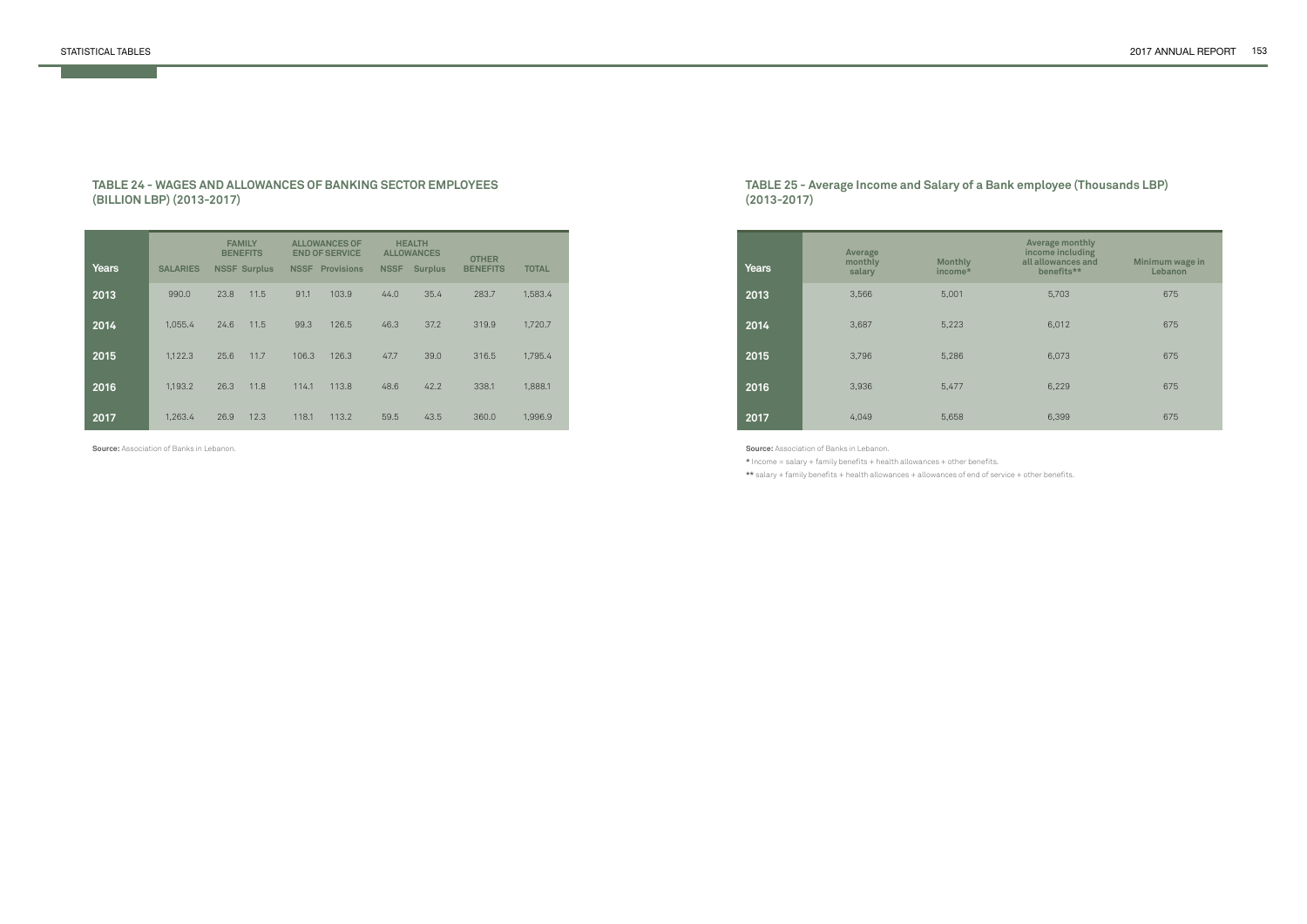## TABLE 24 - WAGES AND ALLOWANCES OF BANKING SECTOR EMPLOYEES (BILLION LBP) (2013-2017)

| Years | SALARIES | FAMILY BENEFITS | | ALLOWANCES OF END OF SERVICE | | HEALTH ALLOWANCES | | OTHER BENEFITS | TOTAL |
|---|---|---|---|---|---|---|---|---|---|
| | | NSSF | Surplus | NSSF | Provisions | NSSF | Surplus | | |
| 2013 | 990.0 | 23.8 | 11.5 | 91.1 | 103.9 | 44.0 | 35.4 | 283.7 | 1,583.4 |
| 2014 | 1,055.4 | 24.6 | 11.5 | 99.3 | 126.5 | 46.3 | 37.2 | 319.9 | 1,720.7 |
| 2015 | 1,122.3 | 25.6 | 11.7 | 106.3 | 126.3 | 47.7 | 39.0 | 316.5 | 1,795.4 |
| 2016 | 1,193.2 | 26.3 | 11.8 | 114.1 | 113.8 | 48.6 | 42.2 | 338.1 | 1,888.1 |
| 2017 | 1,263.4 | 26.9 | 12.3 | 118.1 | 113.2 | 59.5 | 43.5 | 360.0 | 1,996.9 |

**Source:** Association of Banks in Lebanon.

## TABLE 25 - Average Income and Salary of a Bank employee (Thousands LBP) (2013-2017)

| Years | Average monthly salary | Monthly income* | Average monthly income including all allowances and benefits** | Minimum wage in Lebanon |
|---|---|---|---|---|
| 2013 | 3,566 | 5,001 | 5,703 | 675 |
| 2014 | 3,687 | 5,223 | 6,012 | 675 |
| 2015 | 3,796 | 5,286 | 6,073 | 675 |
| 2016 | 3,936 | 5,477 | 6,229 | 675 |
| 2017 | 4,049 | 5,658 | 6,399 | 675 |

**Source:** Association of Banks in Lebanon.

* Income = salary + family benefits + health allowances + other benefits.

** salary + family benefits + health allowances + allowances of end of service + other benefits.